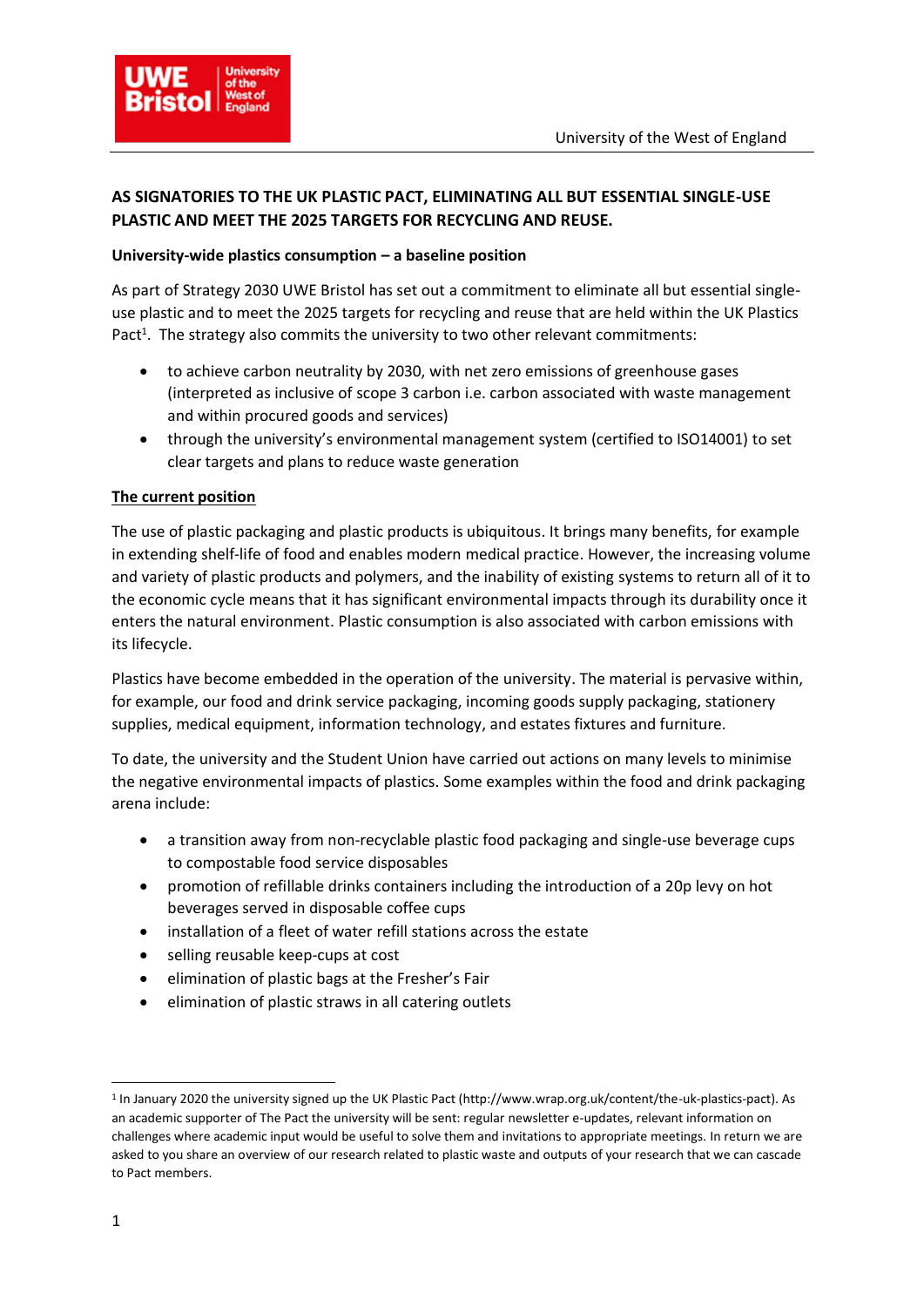**AS SIGNATORIES TO THE UK PLASTIC PACT, ELIMINATING ALL BUT ESSENTIAL SINGLE-USE PLASTIC AND MEET THE 2025 TARGETS FOR RECYCLING AND REUSE.**

**University-wide plastics consumption – a baseline position**

As part of Strategy 2030 UWE Bristol has set out a commitment to eliminate all but essential single-use plastic and to meet the 2025 targets for recycling and reuse that are held within the UK Plastics Pact[1]. The strategy also commits the university to two other relevant commitments:

- to achieve carbon neutrality by 2030, with net zero emissions of greenhouse gases (interpreted as inclusive of scope 3 carbon i.e. carbon associated with waste management and within procured goods and services)
- through the university's environmental management system (certified to ISO14001) to set clear targets and plans to reduce waste generation

**The current position**

The use of plastic packaging and plastic products is ubiquitous. It brings many benefits, for example in extending shelf-life of food and enables modern medical practice. However, the increasing volume and variety of plastic products and polymers, and the inability of existing systems to return all of it to the economic cycle means that it has significant environmental impacts through its durability once it enters the natural environment. Plastic consumption is also associated with carbon emissions with its lifecycle.

Plastics have become embedded in the operation of the university. The material is pervasive within, for example, our food and drink service packaging, incoming goods supply packaging, stationery supplies, medical equipment, information technology, and estates fixtures and furniture.

To date, the university and the Student Union have carried out actions on many levels to minimise the negative environmental impacts of plastics. Some examples within the food and drink packaging arena include:

- a transition away from non-recyclable plastic food packaging and single-use beverage cups to compostable food service disposables
- promotion of refillable drinks containers including the introduction of a 20p levy on hot beverages served in disposable coffee cups
- installation of a fleet of water refill stations across the estate
- selling reusable keep-cups at cost
- elimination of plastic bags at the Fresher's Fair
- elimination of plastic straws in all catering outlets

[1] In January 2020 the university signed up the UK Plastic Pact (http://www.wrap.org.uk/content/the-uk-plastics-pact). As an academic supporter of The Pact the university will be sent: regular newsletter e-updates, relevant information on challenges where academic input would be useful to solve them and invitations to appropriate meetings. In return we are asked to you share an overview of our research related to plastic waste and outputs of your research that we can cascade to Pact members.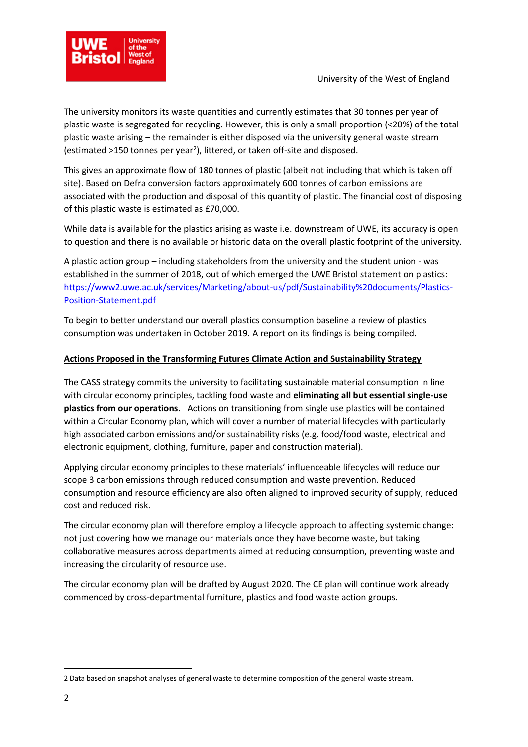The university monitors its waste quantities and currently estimates that 30 tonnes per year of plastic waste is segregated for recycling. However, this is only a small proportion (<20%) of the total plastic waste arising – the remainder is either disposed via the university general waste stream (estimated >150 tonnes per year[2]), littered, or taken off-site and disposed.

This gives an approximate flow of 180 tonnes of plastic (albeit not including that which is taken off site). Based on Defra conversion factors approximately 600 tonnes of carbon emissions are associated with the production and disposal of this quantity of plastic. The financial cost of disposing of this plastic waste is estimated as £70,000.

While data is available for the plastics arising as waste i.e. downstream of UWE, its accuracy is open to question and there is no available or historic data on the overall plastic footprint of the university.

A plastic action group – including stakeholders from the university and the student union - was established in the summer of 2018, out of which emerged the UWE Bristol statement on plastics: [https://www2.uwe.ac.uk/services/Marketing/about-us/pdf/Sustainability%20documents/Plastics-Position-Statement.pdf](https://www2.uwe.ac.uk/services/Marketing/about-us/pdf/Sustainability%20documents/Plastics-Position-Statement.pdf)

To begin to better understand our overall plastics consumption baseline a review of plastics consumption was undertaken in October 2019. A report on its findings is being compiled.

**Actions Proposed in the Transforming Futures Climate Action and Sustainability Strategy**

The CASS strategy commits the university to facilitating sustainable material consumption in line with circular economy principles, tackling food waste and **eliminating all but essential single-use plastics from our operations**. Actions on transitioning from single use plastics will be contained within a Circular Economy plan, which will cover a number of material lifecycles with particularly high associated carbon emissions and/or sustainability risks (e.g. food/food waste, electrical and electronic equipment, clothing, furniture, paper and construction material).

Applying circular economy principles to these materials' influenceable lifecycles will reduce our scope 3 carbon emissions through reduced consumption and waste prevention. Reduced consumption and resource efficiency are also often aligned to improved security of supply, reduced cost and reduced risk.

The circular economy plan will therefore employ a lifecycle approach to affecting systemic change: not just covering how we manage our materials once they have become waste, but taking collaborative measures across departments aimed at reducing consumption, preventing waste and increasing the circularity of resource use.

The circular economy plan will be drafted by August 2020. The CE plan will continue work already commenced by cross-departmental furniture, plastics and food waste action groups.

[2] Data based on snapshot analyses of general waste to determine composition of the general waste stream.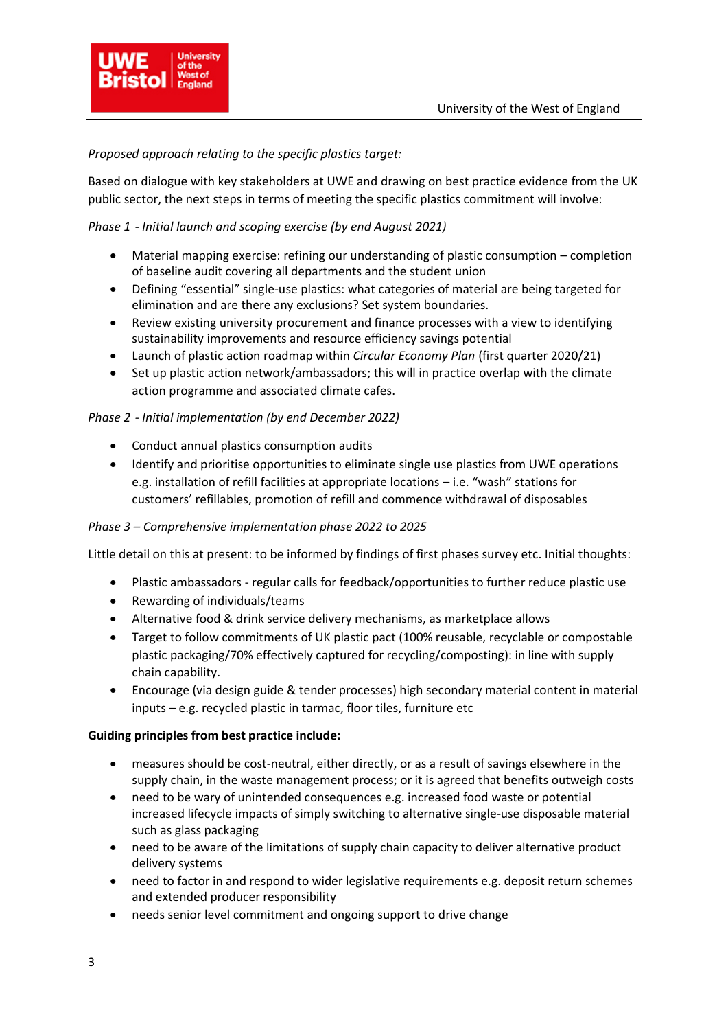*Proposed approach relating to the specific plastics target:*

Based on dialogue with key stakeholders at UWE and drawing on best practice evidence from the UK public sector, the next steps in terms of meeting the specific plastics commitment will involve:

*Phase 1 - Initial launch and scoping exercise (by end August 2021)*

- Material mapping exercise: refining our understanding of plastic consumption – completion of baseline audit covering all departments and the student union
- Defining "essential" single-use plastics: what categories of material are being targeted for elimination and are there any exclusions? Set system boundaries.
- Review existing university procurement and finance processes with a view to identifying sustainability improvements and resource efficiency savings potential
- Launch of plastic action roadmap within *Circular Economy Plan* (first quarter 2020/21)
- Set up plastic action network/ambassadors; this will in practice overlap with the climate action programme and associated climate cafes.

*Phase 2 - Initial implementation (by end December 2022)*

- Conduct annual plastics consumption audits
- Identify and prioritise opportunities to eliminate single use plastics from UWE operations e.g. installation of refill facilities at appropriate locations – i.e. "wash" stations for customers' refillables, promotion of refill and commence withdrawal of disposables

*Phase 3 – Comprehensive implementation phase 2022 to 2025*

Little detail on this at present: to be informed by findings of first phases survey etc. Initial thoughts:

- Plastic ambassadors - regular calls for feedback/opportunities to further reduce plastic use
- Rewarding of individuals/teams
- Alternative food & drink service delivery mechanisms, as marketplace allows
- Target to follow commitments of UK plastic pact (100% reusable, recyclable or compostable plastic packaging/70% effectively captured for recycling/composting): in line with supply chain capability.
- Encourage (via design guide & tender processes) high secondary material content in material inputs – e.g. recycled plastic in tarmac, floor tiles, furniture etc

**Guiding principles from best practice include:**

- measures should be cost-neutral, either directly, or as a result of savings elsewhere in the supply chain, in the waste management process; or it is agreed that benefits outweigh costs
- need to be wary of unintended consequences e.g. increased food waste or potential increased lifecycle impacts of simply switching to alternative single-use disposable material such as glass packaging
- need to be aware of the limitations of supply chain capacity to deliver alternative product delivery systems
- need to factor in and respond to wider legislative requirements e.g. deposit return schemes and extended producer responsibility
- needs senior level commitment and ongoing support to drive change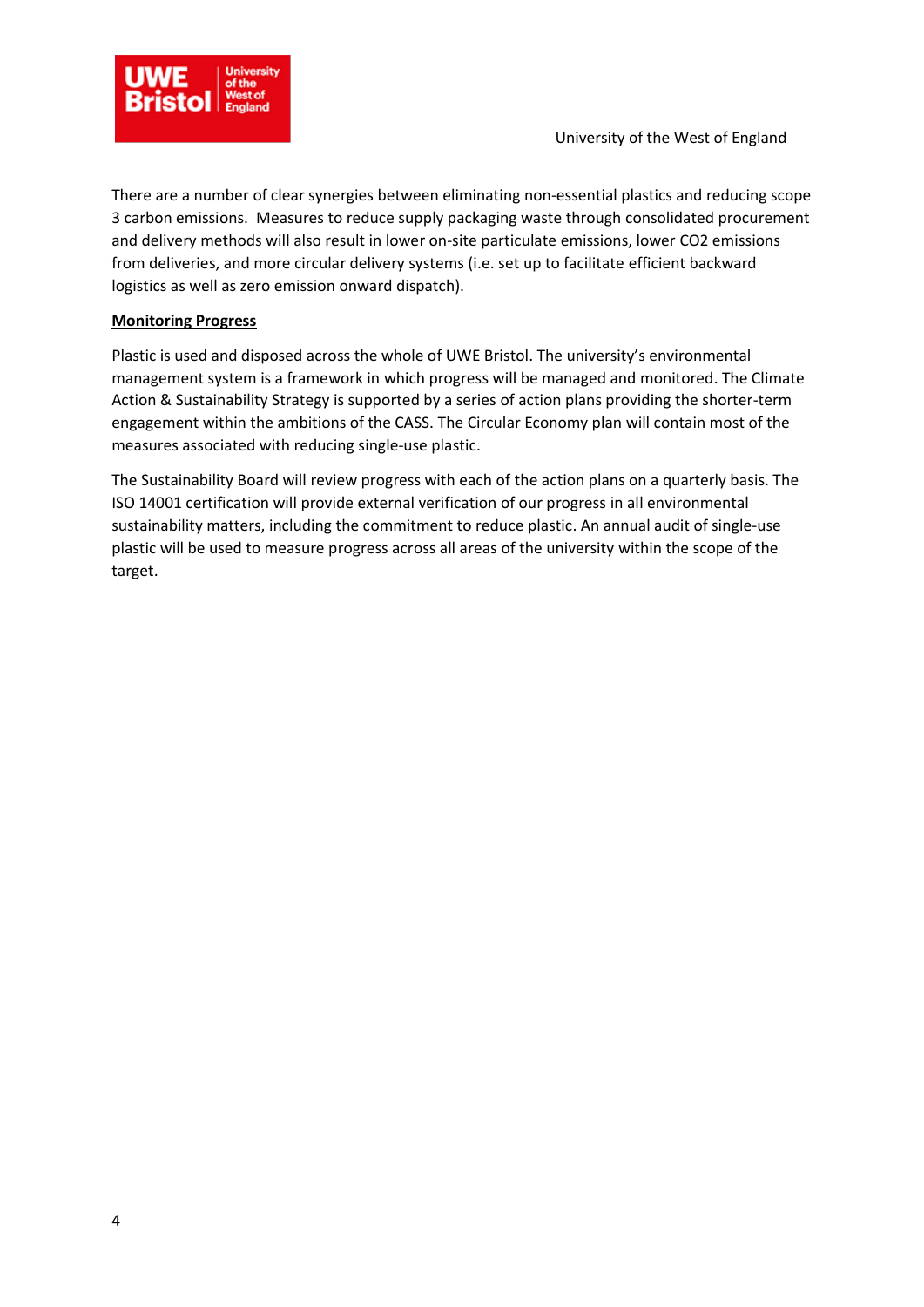There are a number of clear synergies between eliminating non-essential plastics and reducing scope 3 carbon emissions. Measures to reduce supply packaging waste through consolidated procurement and delivery methods will also result in lower on-site particulate emissions, lower $CO_2$ emissions from deliveries, and more circular delivery systems (i.e. set up to facilitate efficient backward logistics as well as zero emission onward dispatch).

**Monitoring Progress**

Plastic is used and disposed across the whole of UWE Bristol. The university's environmental management system is a framework in which progress will be managed and monitored. The Climate Action & Sustainability Strategy is supported by a series of action plans providing the shorter-term engagement within the ambitions of the CASS. The Circular Economy plan will contain most of the measures associated with reducing single-use plastic.

The Sustainability Board will review progress with each of the action plans on a quarterly basis. The ISO 14001 certification will provide external verification of our progress in all environmental sustainability matters, including the commitment to reduce plastic. An annual audit of single-use plastic will be used to measure progress across all areas of the university within the scope of the target.